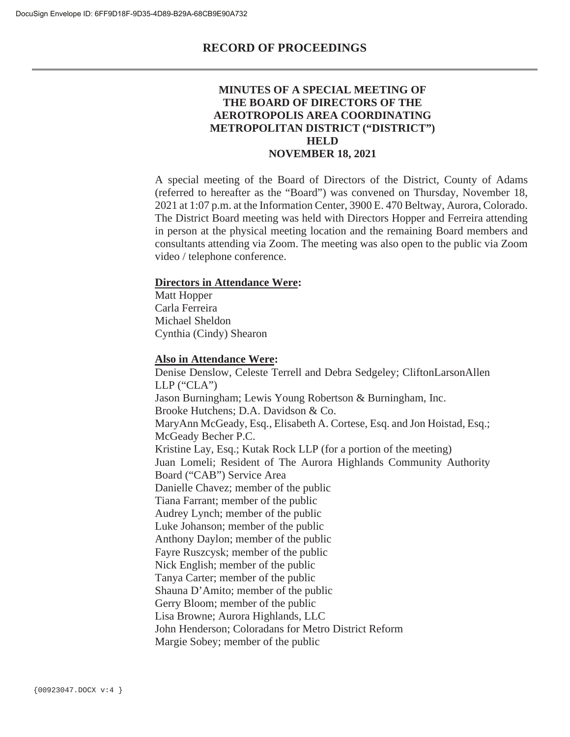# RECORD OF PROCEEDINGS

## MINUTES OF A SPECIAL MEETING OF THE BOARD OF DIRECTORS OF THE AEROTROPOLIS AREA COORDINATING METROPOLITAN DISTRICT ("DISTRICT") HELD NOVEMBER 18, 2021

A special meeting of the Board of Directors of the District, County of Adams (referred to hereafter as the "Board") was convened on Thursday, November 18, 2021 at 1:07 p.m. at the Information Center, 3900 E. 470 Beltway, Aurora, Colorado. The District Board meeting was held with Directors Hopper and Ferreira attending in person at the physical meeting location and the remaining Board members and consultants attending via Zoom. The meeting was also open to the public via Zoom video / telephone conference.

**Directors in Attendance Were:**

Matt Hopper
Carla Ferreira
Michael Sheldon
Cynthia (Cindy) Shearon

**Also in Attendance Were:**

Denise Denslow, Celeste Terrell and Debra Sedgeley; CliftonLarsonAllen LLP ("CLA")
Jason Burningham; Lewis Young Robertson & Burningham, Inc.
Brooke Hutchens; D.A. Davidson & Co.
MaryAnn McGeady, Esq., Elisabeth A. Cortese, Esq. and Jon Hoistad, Esq.; McGeady Becher P.C.
Kristine Lay, Esq.; Kutak Rock LLP (for a portion of the meeting)
Juan Lomeli; Resident of The Aurora Highlands Community Authority Board ("CAB") Service Area
Danielle Chavez; member of the public
Tiana Farrant; member of the public
Audrey Lynch; member of the public
Luke Johanson; member of the public
Anthony Daylon; member of the public
Fayre Ruszcysk; member of the public
Nick English; member of the public
Tanya Carter; member of the public
Shauna D'Amito; member of the public
Gerry Bloom; member of the public
Lisa Browne; Aurora Highlands, LLC
John Henderson; Coloradans for Metro District Reform
Margie Sobey; member of the public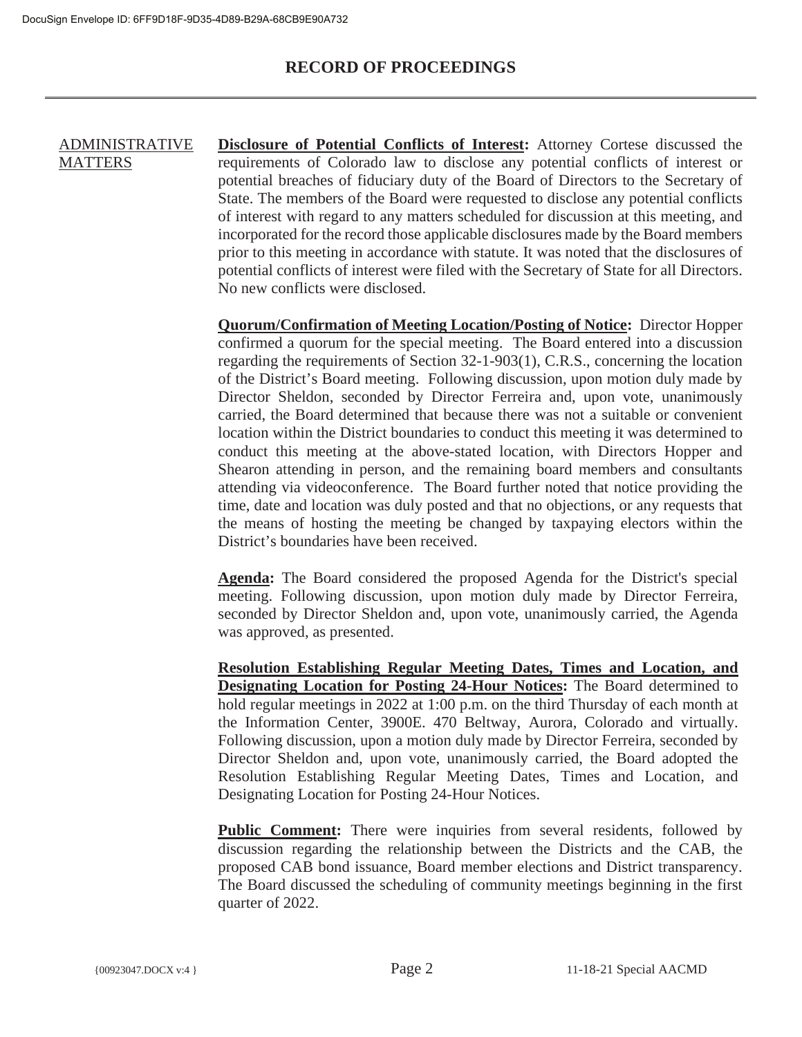# RECORD OF PROCEEDINGS

ADMINISTRATIVE MATTERS

**Disclosure of Potential Conflicts of Interest:** Attorney Cortese discussed the requirements of Colorado law to disclose any potential conflicts of interest or potential breaches of fiduciary duty of the Board of Directors to the Secretary of State. The members of the Board were requested to disclose any potential conflicts of interest with regard to any matters scheduled for discussion at this meeting, and incorporated for the record those applicable disclosures made by the Board members prior to this meeting in accordance with statute. It was noted that the disclosures of potential conflicts of interest were filed with the Secretary of State for all Directors. No new conflicts were disclosed.

**Quorum/Confirmation of Meeting Location/Posting of Notice:** Director Hopper confirmed a quorum for the special meeting. The Board entered into a discussion regarding the requirements of Section 32-1-903(1), C.R.S., concerning the location of the District's Board meeting. Following discussion, upon motion duly made by Director Sheldon, seconded by Director Ferreira and, upon vote, unanimously carried, the Board determined that because there was not a suitable or convenient location within the District boundaries to conduct this meeting it was determined to conduct this meeting at the above-stated location, with Directors Hopper and Shearon attending in person, and the remaining board members and consultants attending via videoconference. The Board further noted that notice providing the time, date and location was duly posted and that no objections, or any requests that the means of hosting the meeting be changed by taxpaying electors within the District's boundaries have been received.

**Agenda:** The Board considered the proposed Agenda for the District's special meeting. Following discussion, upon motion duly made by Director Ferreira, seconded by Director Sheldon and, upon vote, unanimously carried, the Agenda was approved, as presented.

**Resolution Establishing Regular Meeting Dates, Times and Location, and Designating Location for Posting 24-Hour Notices:** The Board determined to hold regular meetings in 2022 at 1:00 p.m. on the third Thursday of each month at the Information Center, 3900E. 470 Beltway, Aurora, Colorado and virtually. Following discussion, upon a motion duly made by Director Ferreira, seconded by Director Sheldon and, upon vote, unanimously carried, the Board adopted the Resolution Establishing Regular Meeting Dates, Times and Location, and Designating Location for Posting 24-Hour Notices.

**Public Comment:** There were inquiries from several residents, followed by discussion regarding the relationship between the Districts and the CAB, the proposed CAB bond issuance, Board member elections and District transparency. The Board discussed the scheduling of community meetings beginning in the first quarter of 2022.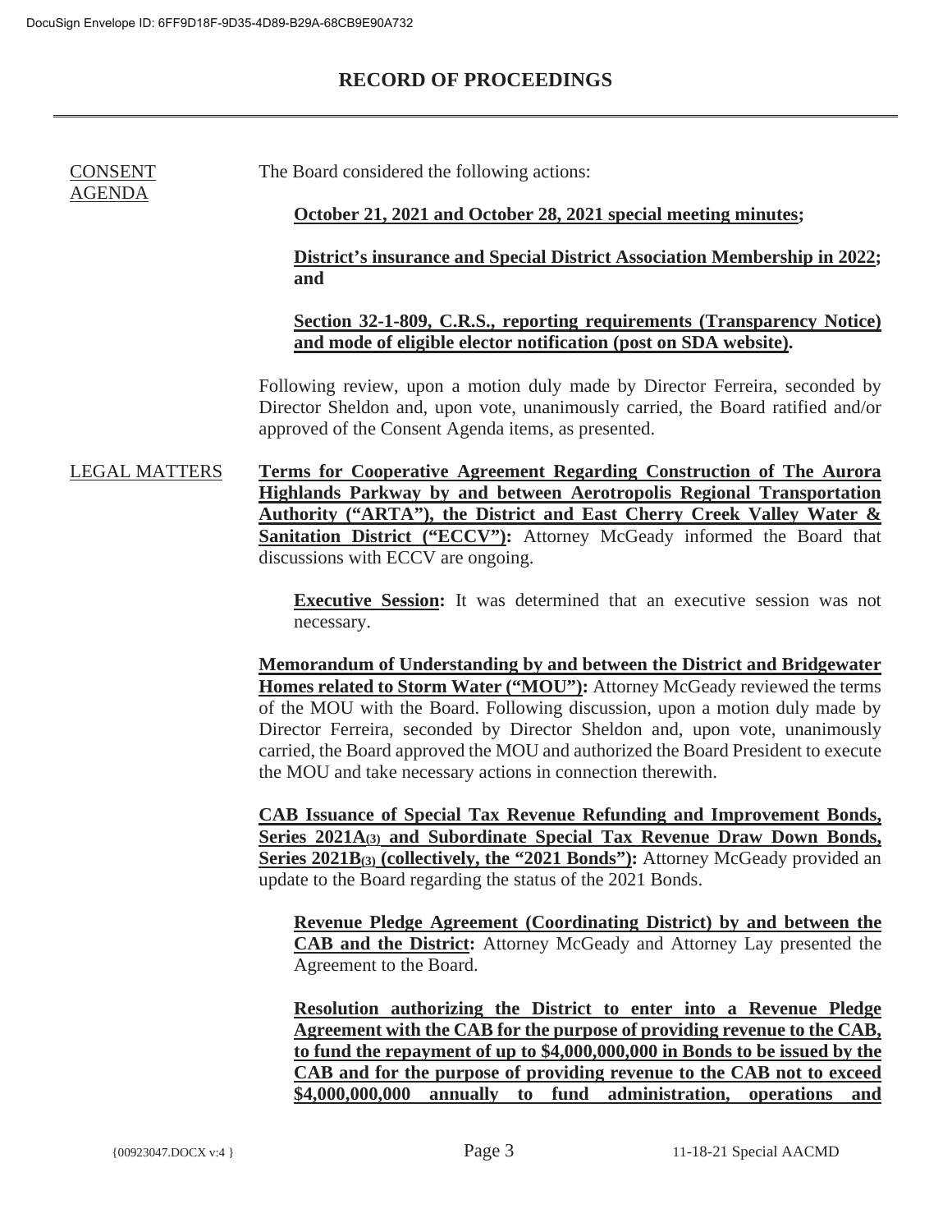# RECORD OF PROCEEDINGS

CONSENT AGENDA

The Board considered the following actions:

**October 21, 2021 and October 28, 2021 special meeting minutes;**

**District's insurance and Special District Association Membership in 2022; and**

**Section 32-1-809, C.R.S., reporting requirements (Transparency Notice) and mode of eligible elector notification (post on SDA website).**

Following review, upon a motion duly made by Director Ferreira, seconded by Director Sheldon and, upon vote, unanimously carried, the Board ratified and/or approved of the Consent Agenda items, as presented.

LEGAL MATTERS

**Terms for Cooperative Agreement Regarding Construction of The Aurora Highlands Parkway by and between Aerotropolis Regional Transportation Authority ("ARTA"), the District and East Cherry Creek Valley Water & Sanitation District ("ECCV"):** Attorney McGeady informed the Board that discussions with ECCV are ongoing.

**Executive Session:** It was determined that an executive session was not necessary.

**Memorandum of Understanding by and between the District and Bridgewater Homes related to Storm Water ("MOU"):** Attorney McGeady reviewed the terms of the MOU with the Board. Following discussion, upon a motion duly made by Director Ferreira, seconded by Director Sheldon and, upon vote, unanimously carried, the Board approved the MOU and authorized the Board President to execute the MOU and take necessary actions in connection therewith.

**CAB Issuance of Special Tax Revenue Refunding and Improvement Bonds, Series 2021A(3) and Subordinate Special Tax Revenue Draw Down Bonds, Series 2021B(3) (collectively, the "2021 Bonds"):** Attorney McGeady provided an update to the Board regarding the status of the 2021 Bonds.

**Revenue Pledge Agreement (Coordinating District) by and between the CAB and the District:** Attorney McGeady and Attorney Lay presented the Agreement to the Board.

**Resolution authorizing the District to enter into a Revenue Pledge Agreement with the CAB for the purpose of providing revenue to the CAB, to fund the repayment of up to $4,000,000,000 in Bonds to be issued by the CAB and for the purpose of providing revenue to the CAB not to exceed $4,000,000,000 annually to fund administration, operations and**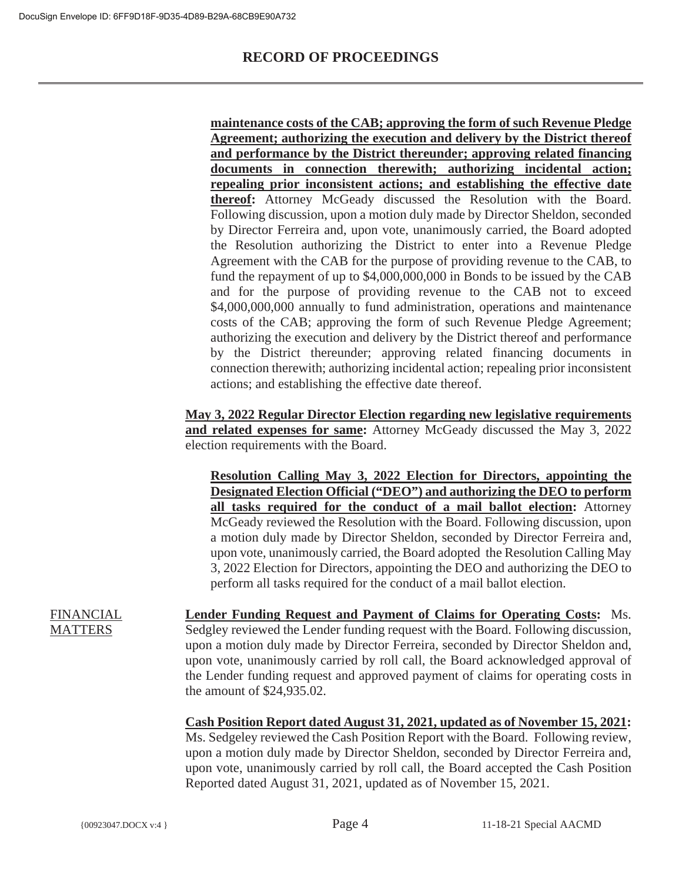**maintenance costs of the CAB; approving the form of such Revenue Pledge Agreement; authorizing the execution and delivery by the District thereof and performance by the District thereunder; approving related financing documents in connection therewith; authorizing incidental action; repealing prior inconsistent actions; and establishing the effective date thereof:** Attorney McGeady discussed the Resolution with the Board. Following discussion, upon a motion duly made by Director Sheldon, seconded by Director Ferreira and, upon vote, unanimously carried, the Board adopted the Resolution authorizing the District to enter into a Revenue Pledge Agreement with the CAB for the purpose of providing revenue to the CAB, to fund the repayment of up to $4,000,000,000 in Bonds to be issued by the CAB and for the purpose of providing revenue to the CAB not to exceed $4,000,000,000 annually to fund administration, operations and maintenance costs of the CAB; approving the form of such Revenue Pledge Agreement; authorizing the execution and delivery by the District thereof and performance by the District thereunder; approving related financing documents in connection therewith; authorizing incidental action; repealing prior inconsistent actions; and establishing the effective date thereof.

**May 3, 2022 Regular Director Election regarding new legislative requirements and related expenses for same:** Attorney McGeady discussed the May 3, 2022 election requirements with the Board.

**Resolution Calling May 3, 2022 Election for Directors, appointing the Designated Election Official ("DEO") and authorizing the DEO to perform all tasks required for the conduct of a mail ballot election:** Attorney McGeady reviewed the Resolution with the Board. Following discussion, upon a motion duly made by Director Sheldon, seconded by Director Ferreira and, upon vote, unanimously carried, the Board adopted the Resolution Calling May 3, 2022 Election for Directors, appointing the DEO and authorizing the DEO to perform all tasks required for the conduct of a mail ballot election.

FINANCIAL MATTERS

**Lender Funding Request and Payment of Claims for Operating Costs:** Ms. Sedgley reviewed the Lender funding request with the Board. Following discussion, upon a motion duly made by Director Ferreira, seconded by Director Sheldon and, upon vote, unanimously carried by roll call, the Board acknowledged approval of the Lender funding request and approved payment of claims for operating costs in the amount of $24,935.02.

**Cash Position Report dated August 31, 2021, updated as of November 15, 2021:** Ms. Sedgeley reviewed the Cash Position Report with the Board. Following review, upon a motion duly made by Director Sheldon, seconded by Director Ferreira and, upon vote, unanimously carried by roll call, the Board accepted the Cash Position Reported dated August 31, 2021, updated as of November 15, 2021.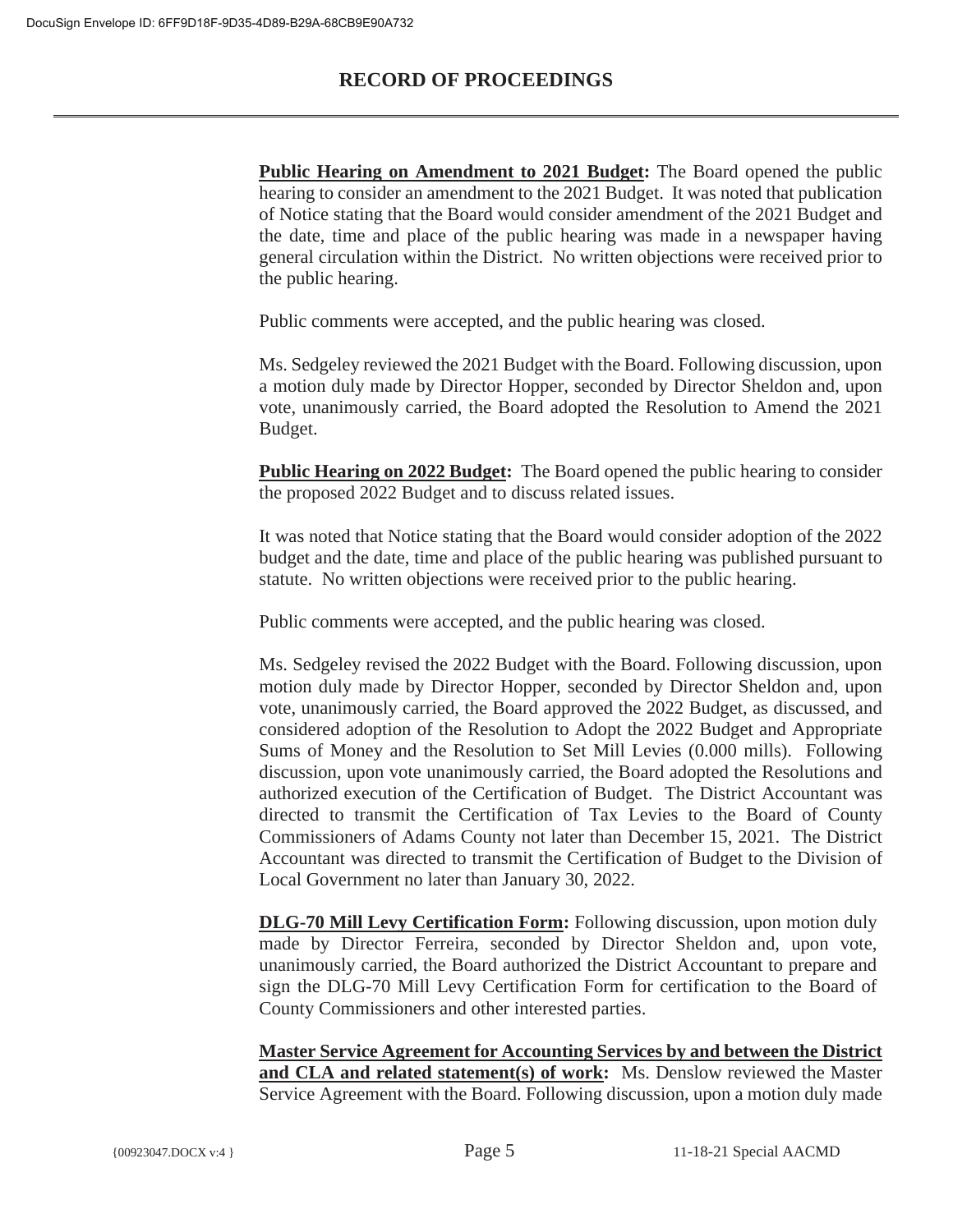**Public Hearing on Amendment to 2021 Budget:** The Board opened the public hearing to consider an amendment to the 2021 Budget. It was noted that publication of Notice stating that the Board would consider amendment of the 2021 Budget and the date, time and place of the public hearing was made in a newspaper having general circulation within the District. No written objections were received prior to the public hearing.

Public comments were accepted, and the public hearing was closed.

Ms. Sedgeley reviewed the 2021 Budget with the Board. Following discussion, upon a motion duly made by Director Hopper, seconded by Director Sheldon and, upon vote, unanimously carried, the Board adopted the Resolution to Amend the 2021 Budget.

**Public Hearing on 2022 Budget:** The Board opened the public hearing to consider the proposed 2022 Budget and to discuss related issues.

It was noted that Notice stating that the Board would consider adoption of the 2022 budget and the date, time and place of the public hearing was published pursuant to statute. No written objections were received prior to the public hearing.

Public comments were accepted, and the public hearing was closed.

Ms. Sedgeley revised the 2022 Budget with the Board. Following discussion, upon motion duly made by Director Hopper, seconded by Director Sheldon and, upon vote, unanimously carried, the Board approved the 2022 Budget, as discussed, and considered adoption of the Resolution to Adopt the 2022 Budget and Appropriate Sums of Money and the Resolution to Set Mill Levies (0.000 mills). Following discussion, upon vote unanimously carried, the Board adopted the Resolutions and authorized execution of the Certification of Budget. The District Accountant was directed to transmit the Certification of Tax Levies to the Board of County Commissioners of Adams County not later than December 15, 2021. The District Accountant was directed to transmit the Certification of Budget to the Division of Local Government no later than January 30, 2022.

**DLG-70 Mill Levy Certification Form:** Following discussion, upon motion duly made by Director Ferreira, seconded by Director Sheldon and, upon vote, unanimously carried, the Board authorized the District Accountant to prepare and sign the DLG-70 Mill Levy Certification Form for certification to the Board of County Commissioners and other interested parties.

**Master Service Agreement for Accounting Services by and between the District and CLA and related statement(s) of work:** Ms. Denslow reviewed the Master Service Agreement with the Board. Following discussion, upon a motion duly made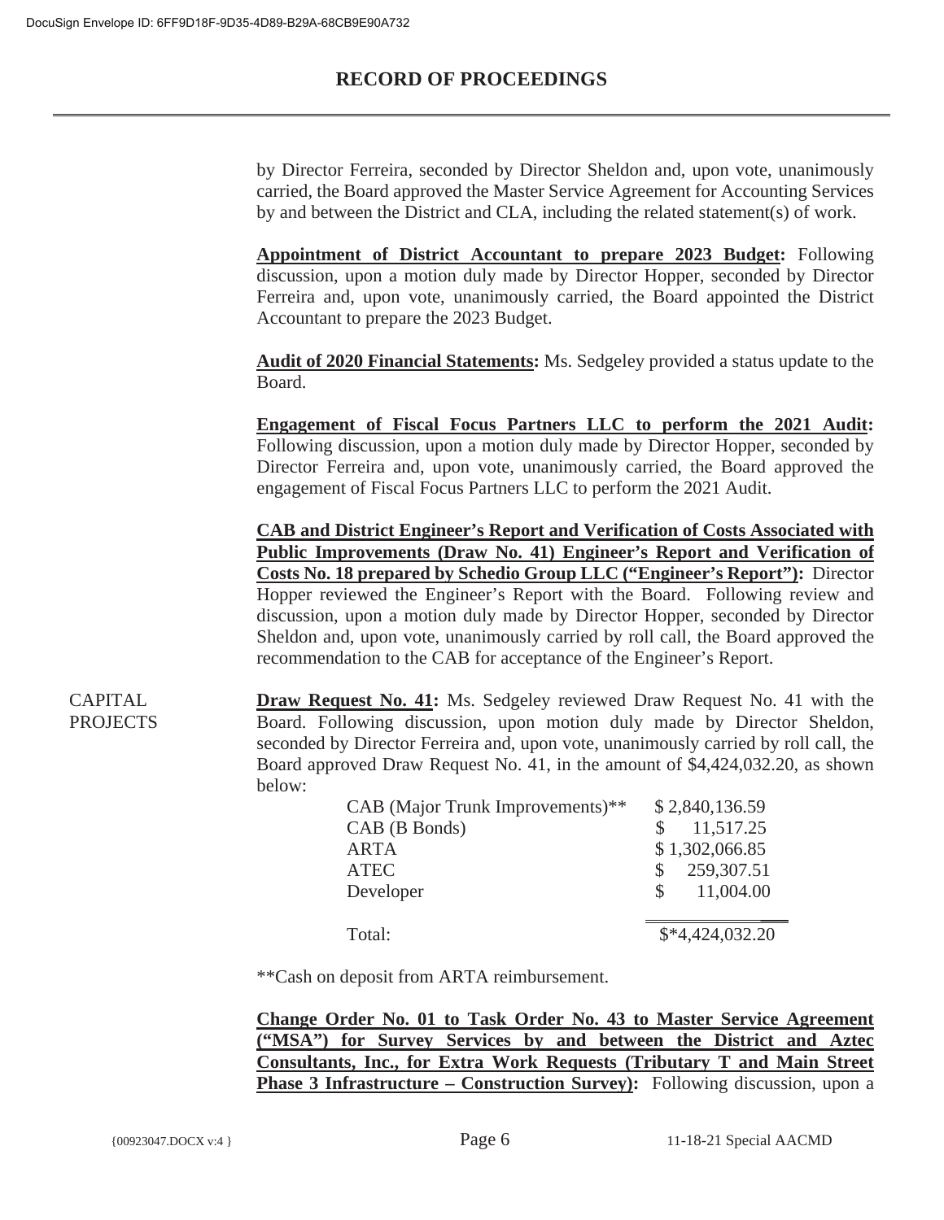by Director Ferreira, seconded by Director Sheldon and, upon vote, unanimously carried, the Board approved the Master Service Agreement for Accounting Services by and between the District and CLA, including the related statement(s) of work.

**Appointment of District Accountant to prepare 2023 Budget:** Following discussion, upon a motion duly made by Director Hopper, seconded by Director Ferreira and, upon vote, unanimously carried, the Board appointed the District Accountant to prepare the 2023 Budget.

**Audit of 2020 Financial Statements:** Ms. Sedgeley provided a status update to the Board.

**Engagement of Fiscal Focus Partners LLC to perform the 2021 Audit:** Following discussion, upon a motion duly made by Director Hopper, seconded by Director Ferreira and, upon vote, unanimously carried, the Board approved the engagement of Fiscal Focus Partners LLC to perform the 2021 Audit.

**CAB and District Engineer's Report and Verification of Costs Associated with Public Improvements (Draw No. 41) Engineer's Report and Verification of Costs No. 18 prepared by Schedio Group LLC ("Engineer's Report"):** Director Hopper reviewed the Engineer's Report with the Board. Following review and discussion, upon a motion duly made by Director Hopper, seconded by Director Sheldon and, upon vote, unanimously carried by roll call, the Board approved the recommendation to the CAB for acceptance of the Engineer's Report.

CAPITAL PROJECTS

**Draw Request No. 41:** Ms. Sedgeley reviewed Draw Request No. 41 with the Board. Following discussion, upon motion duly made by Director Sheldon, seconded by Director Ferreira and, upon vote, unanimously carried by roll call, the Board approved Draw Request No. 41, in the amount of $4,424,032.20, as shown below:

| | |
|---|---|
| CAB (Major Trunk Improvements)** | $ 2,840,136.59 |
| CAB (B Bonds) | $ 11,517.25 |
| ARTA | $ 1,302,066.85 |
| ATEC | $ 259,307.51 |
| Developer | $ 11,004.00 |
| Total: | $*4,424,032.20 |

**Cash on deposit from ARTA reimbursement.

**Change Order No. 01 to Task Order No. 43 to Master Service Agreement ("MSA") for Survey Services by and between the District and Aztec Consultants, Inc., for Extra Work Requests (Tributary T and Main Street Phase 3 Infrastructure – Construction Survey):** Following discussion, upon a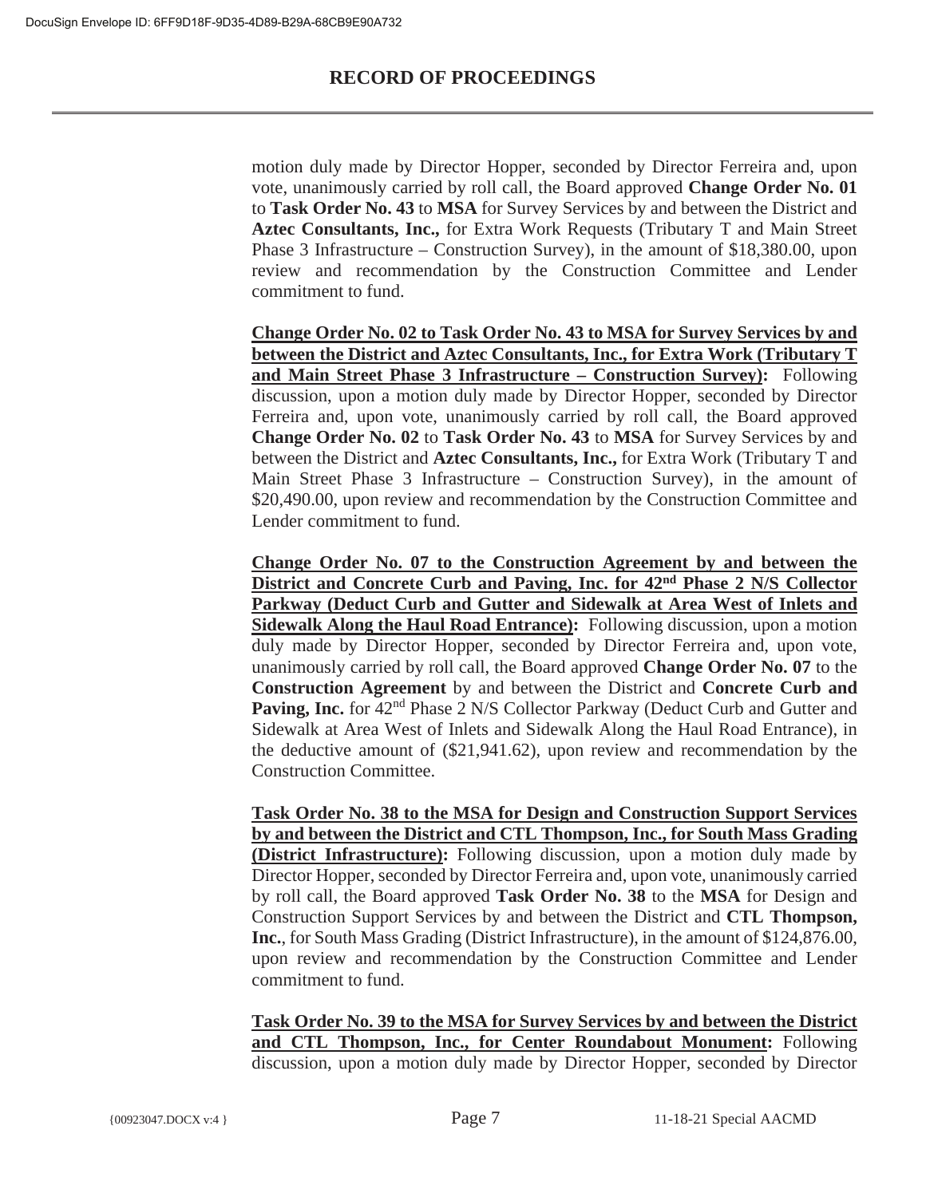motion duly made by Director Hopper, seconded by Director Ferreira and, upon vote, unanimously carried by roll call, the Board approved **Change Order No. 01** to **Task Order No. 43** to **MSA** for Survey Services by and between the District and **Aztec Consultants, Inc.,** for Extra Work Requests (Tributary T and Main Street Phase 3 Infrastructure – Construction Survey), in the amount of $18,380.00, upon review and recommendation by the Construction Committee and Lender commitment to fund.

**Change Order No. 02 to Task Order No. 43 to MSA for Survey Services by and between the District and Aztec Consultants, Inc., for Extra Work (Tributary T and Main Street Phase 3 Infrastructure – Construction Survey):** Following discussion, upon a motion duly made by Director Hopper, seconded by Director Ferreira and, upon vote, unanimously carried by roll call, the Board approved **Change Order No. 02** to **Task Order No. 43** to **MSA** for Survey Services by and between the District and **Aztec Consultants, Inc.,** for Extra Work (Tributary T and Main Street Phase 3 Infrastructure – Construction Survey), in the amount of $20,490.00, upon review and recommendation by the Construction Committee and Lender commitment to fund.

**Change Order No. 07 to the Construction Agreement by and between the District and Concrete Curb and Paving, Inc. for 42nd Phase 2 N/S Collector Parkway (Deduct Curb and Gutter and Sidewalk at Area West of Inlets and Sidewalk Along the Haul Road Entrance):** Following discussion, upon a motion duly made by Director Hopper, seconded by Director Ferreira and, upon vote, unanimously carried by roll call, the Board approved **Change Order No. 07** to the **Construction Agreement** by and between the District and **Concrete Curb and Paving, Inc.** for 42nd Phase 2 N/S Collector Parkway (Deduct Curb and Gutter and Sidewalk at Area West of Inlets and Sidewalk Along the Haul Road Entrance), in the deductive amount of ($21,941.62), upon review and recommendation by the Construction Committee.

**Task Order No. 38 to the MSA for Design and Construction Support Services by and between the District and CTL Thompson, Inc., for South Mass Grading (District Infrastructure):** Following discussion, upon a motion duly made by Director Hopper, seconded by Director Ferreira and, upon vote, unanimously carried by roll call, the Board approved **Task Order No. 38** to the **MSA** for Design and Construction Support Services by and between the District and **CTL Thompson, Inc.**, for South Mass Grading (District Infrastructure), in the amount of $124,876.00, upon review and recommendation by the Construction Committee and Lender commitment to fund.

**Task Order No. 39 to the MSA for Survey Services by and between the District and CTL Thompson, Inc., for Center Roundabout Monument:** Following discussion, upon a motion duly made by Director Hopper, seconded by Director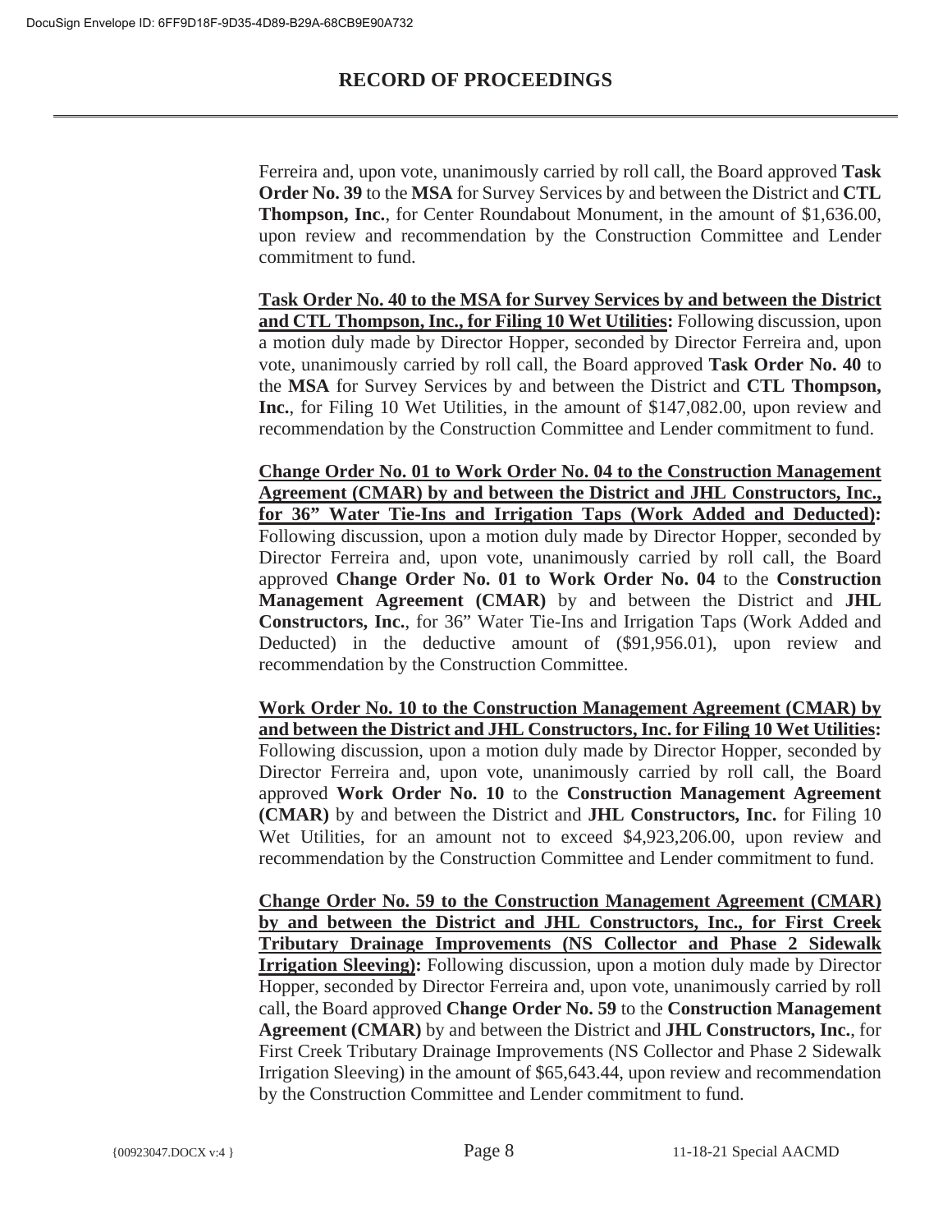Ferreira and, upon vote, unanimously carried by roll call, the Board approved **Task Order No. 39** to the **MSA** for Survey Services by and between the District and **CTL Thompson, Inc.**, for Center Roundabout Monument, in the amount of $1,636.00, upon review and recommendation by the Construction Committee and Lender commitment to fund.

**<u>Task Order No. 40 to the MSA for Survey Services by and between the District and CTL Thompson, Inc., for Filing 10 Wet Utilities</u>:** Following discussion, upon a motion duly made by Director Hopper, seconded by Director Ferreira and, upon vote, unanimously carried by roll call, the Board approved **Task Order No. 40** to the **MSA** for Survey Services by and between the District and **CTL Thompson, Inc.**, for Filing 10 Wet Utilities, in the amount of $147,082.00, upon review and recommendation by the Construction Committee and Lender commitment to fund.

**<u>Change Order No. 01 to Work Order No. 04 to the Construction Management Agreement (CMAR) by and between the District and JHL Constructors, Inc., for 36" Water Tie-Ins and Irrigation Taps (Work Added and Deducted)</u>:** Following discussion, upon a motion duly made by Director Hopper, seconded by Director Ferreira and, upon vote, unanimously carried by roll call, the Board approved **Change Order No. 01 to Work Order No. 04** to the **Construction Management Agreement (CMAR)** by and between the District and **JHL Constructors, Inc.**, for 36" Water Tie-Ins and Irrigation Taps (Work Added and Deducted) in the deductive amount of ($91,956.01), upon review and recommendation by the Construction Committee.

**<u>Work Order No. 10 to the Construction Management Agreement (CMAR) by and between the District and JHL Constructors, Inc. for Filing 10 Wet Utilities</u>:** Following discussion, upon a motion duly made by Director Hopper, seconded by Director Ferreira and, upon vote, unanimously carried by roll call, the Board approved **Work Order No. 10** to the **Construction Management Agreement (CMAR)** by and between the District and **JHL Constructors, Inc.** for Filing 10 Wet Utilities, for an amount not to exceed $4,923,206.00, upon review and recommendation by the Construction Committee and Lender commitment to fund.

**<u>Change Order No. 59 to the Construction Management Agreement (CMAR) by and between the District and JHL Constructors, Inc., for First Creek Tributary Drainage Improvements (NS Collector and Phase 2 Sidewalk Irrigation Sleeving)</u>:** Following discussion, upon a motion duly made by Director Hopper, seconded by Director Ferreira and, upon vote, unanimously carried by roll call, the Board approved **Change Order No. 59** to the **Construction Management Agreement (CMAR)** by and between the District and **JHL Constructors, Inc.**, for First Creek Tributary Drainage Improvements (NS Collector and Phase 2 Sidewalk Irrigation Sleeving) in the amount of $65,643.44, upon review and recommendation by the Construction Committee and Lender commitment to fund.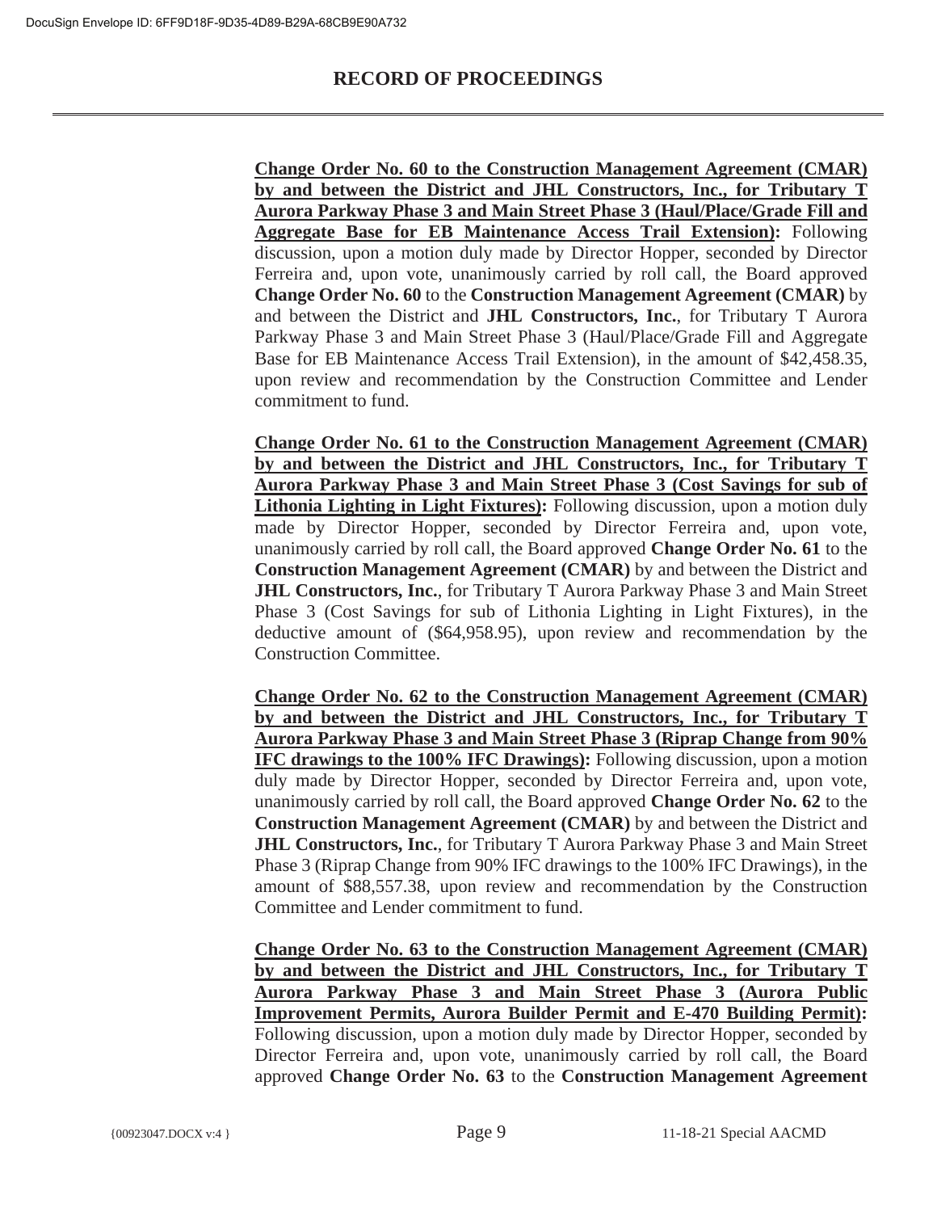# RECORD OF PROCEEDINGS

**Change Order No. 60 to the Construction Management Agreement (CMAR) by and between the District and JHL Constructors, Inc., for Tributary T Aurora Parkway Phase 3 and Main Street Phase 3 (Haul/Place/Grade Fill and Aggregate Base for EB Maintenance Access Trail Extension):** Following discussion, upon a motion duly made by Director Hopper, seconded by Director Ferreira and, upon vote, unanimously carried by roll call, the Board approved **Change Order No. 60** to the **Construction Management Agreement (CMAR)** by and between the District and **JHL Constructors, Inc.**, for Tributary T Aurora Parkway Phase 3 and Main Street Phase 3 (Haul/Place/Grade Fill and Aggregate Base for EB Maintenance Access Trail Extension), in the amount of $42,458.35, upon review and recommendation by the Construction Committee and Lender commitment to fund.

**Change Order No. 61 to the Construction Management Agreement (CMAR) by and between the District and JHL Constructors, Inc., for Tributary T Aurora Parkway Phase 3 and Main Street Phase 3 (Cost Savings for sub of Lithonia Lighting in Light Fixtures):** Following discussion, upon a motion duly made by Director Hopper, seconded by Director Ferreira and, upon vote, unanimously carried by roll call, the Board approved **Change Order No. 61** to the **Construction Management Agreement (CMAR)** by and between the District and **JHL Constructors, Inc.**, for Tributary T Aurora Parkway Phase 3 and Main Street Phase 3 (Cost Savings for sub of Lithonia Lighting in Light Fixtures), in the deductive amount of ($64,958.95), upon review and recommendation by the Construction Committee.

**Change Order No. 62 to the Construction Management Agreement (CMAR) by and between the District and JHL Constructors, Inc., for Tributary T Aurora Parkway Phase 3 and Main Street Phase 3 (Riprap Change from 90% IFC drawings to the 100% IFC Drawings):** Following discussion, upon a motion duly made by Director Hopper, seconded by Director Ferreira and, upon vote, unanimously carried by roll call, the Board approved **Change Order No. 62** to the **Construction Management Agreement (CMAR)** by and between the District and **JHL Constructors, Inc.**, for Tributary T Aurora Parkway Phase 3 and Main Street Phase 3 (Riprap Change from 90% IFC drawings to the 100% IFC Drawings), in the amount of $88,557.38, upon review and recommendation by the Construction Committee and Lender commitment to fund.

**Change Order No. 63 to the Construction Management Agreement (CMAR) by and between the District and JHL Constructors, Inc., for Tributary T Aurora Parkway Phase 3 and Main Street Phase 3 (Aurora Public Improvement Permits, Aurora Builder Permit and E-470 Building Permit):** Following discussion, upon a motion duly made by Director Hopper, seconded by Director Ferreira and, upon vote, unanimously carried by roll call, the Board approved **Change Order No. 63** to the **Construction Management Agreement**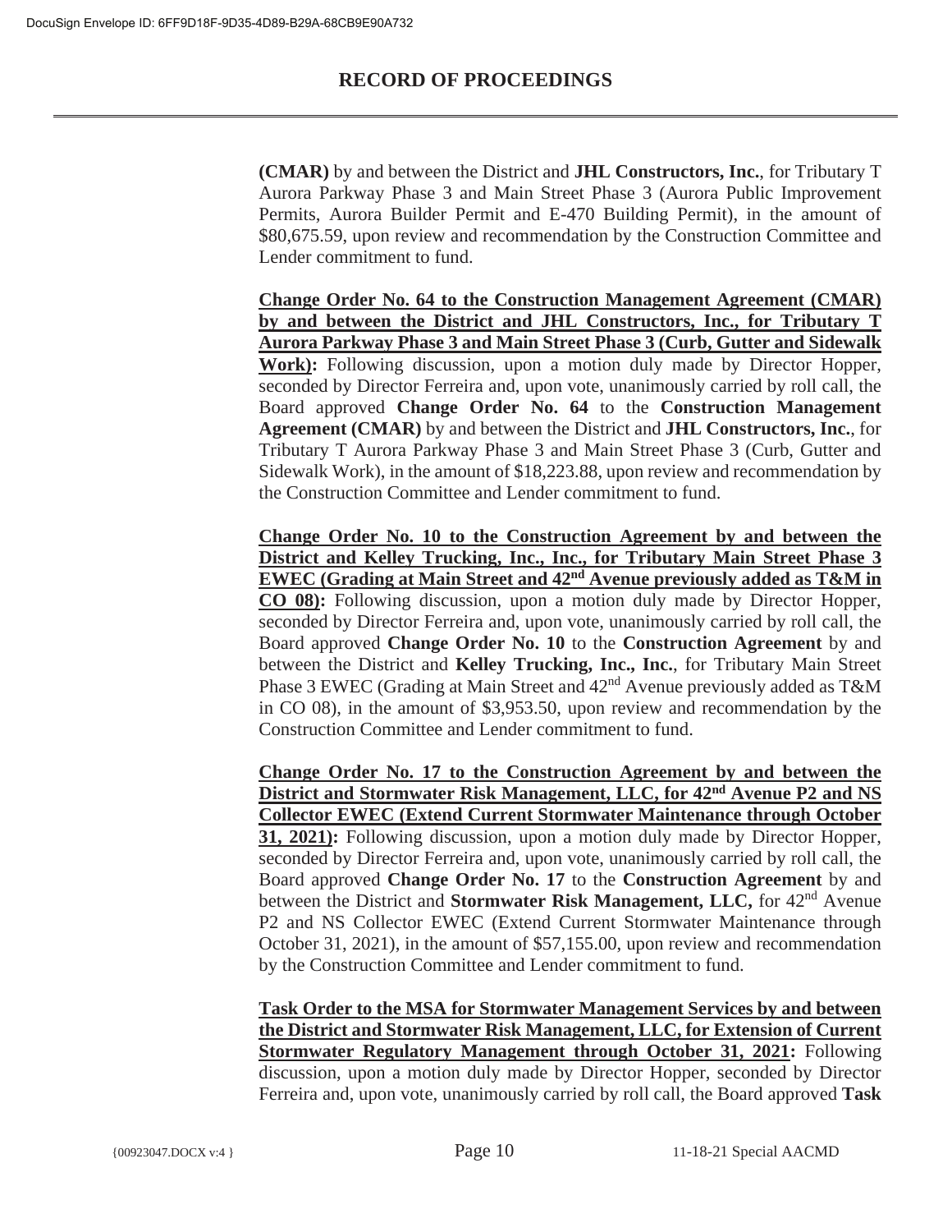**(CMAR)** by and between the District and **JHL Constructors, Inc.**, for Tributary T Aurora Parkway Phase 3 and Main Street Phase 3 (Aurora Public Improvement Permits, Aurora Builder Permit and E-470 Building Permit), in the amount of $80,675.59, upon review and recommendation by the Construction Committee and Lender commitment to fund.

**Change Order No. 64 to the Construction Management Agreement (CMAR) by and between the District and JHL Constructors, Inc., for Tributary T Aurora Parkway Phase 3 and Main Street Phase 3 (Curb, Gutter and Sidewalk Work):** Following discussion, upon a motion duly made by Director Hopper, seconded by Director Ferreira and, upon vote, unanimously carried by roll call, the Board approved **Change Order No. 64** to the **Construction Management Agreement (CMAR)** by and between the District and **JHL Constructors, Inc.**, for Tributary T Aurora Parkway Phase 3 and Main Street Phase 3 (Curb, Gutter and Sidewalk Work), in the amount of $18,223.88, upon review and recommendation by the Construction Committee and Lender commitment to fund.

**Change Order No. 10 to the Construction Agreement by and between the District and Kelley Trucking, Inc., Inc., for Tributary Main Street Phase 3 EWEC (Grading at Main Street and 42nd Avenue previously added as T&M in CO 08):** Following discussion, upon a motion duly made by Director Hopper, seconded by Director Ferreira and, upon vote, unanimously carried by roll call, the Board approved **Change Order No. 10** to the **Construction Agreement** by and between the District and **Kelley Trucking, Inc., Inc.**, for Tributary Main Street Phase 3 EWEC (Grading at Main Street and 42nd Avenue previously added as T&M in CO 08), in the amount of $3,953.50, upon review and recommendation by the Construction Committee and Lender commitment to fund.

**Change Order No. 17 to the Construction Agreement by and between the District and Stormwater Risk Management, LLC, for 42nd Avenue P2 and NS Collector EWEC (Extend Current Stormwater Maintenance through October 31, 2021):** Following discussion, upon a motion duly made by Director Hopper, seconded by Director Ferreira and, upon vote, unanimously carried by roll call, the Board approved **Change Order No. 17** to the **Construction Agreement** by and between the District and **Stormwater Risk Management, LLC,** for 42nd Avenue P2 and NS Collector EWEC (Extend Current Stormwater Maintenance through October 31, 2021), in the amount of $57,155.00, upon review and recommendation by the Construction Committee and Lender commitment to fund.

**Task Order to the MSA for Stormwater Management Services by and between the District and Stormwater Risk Management, LLC, for Extension of Current Stormwater Regulatory Management through October 31, 2021:** Following discussion, upon a motion duly made by Director Hopper, seconded by Director Ferreira and, upon vote, unanimously carried by roll call, the Board approved **Task**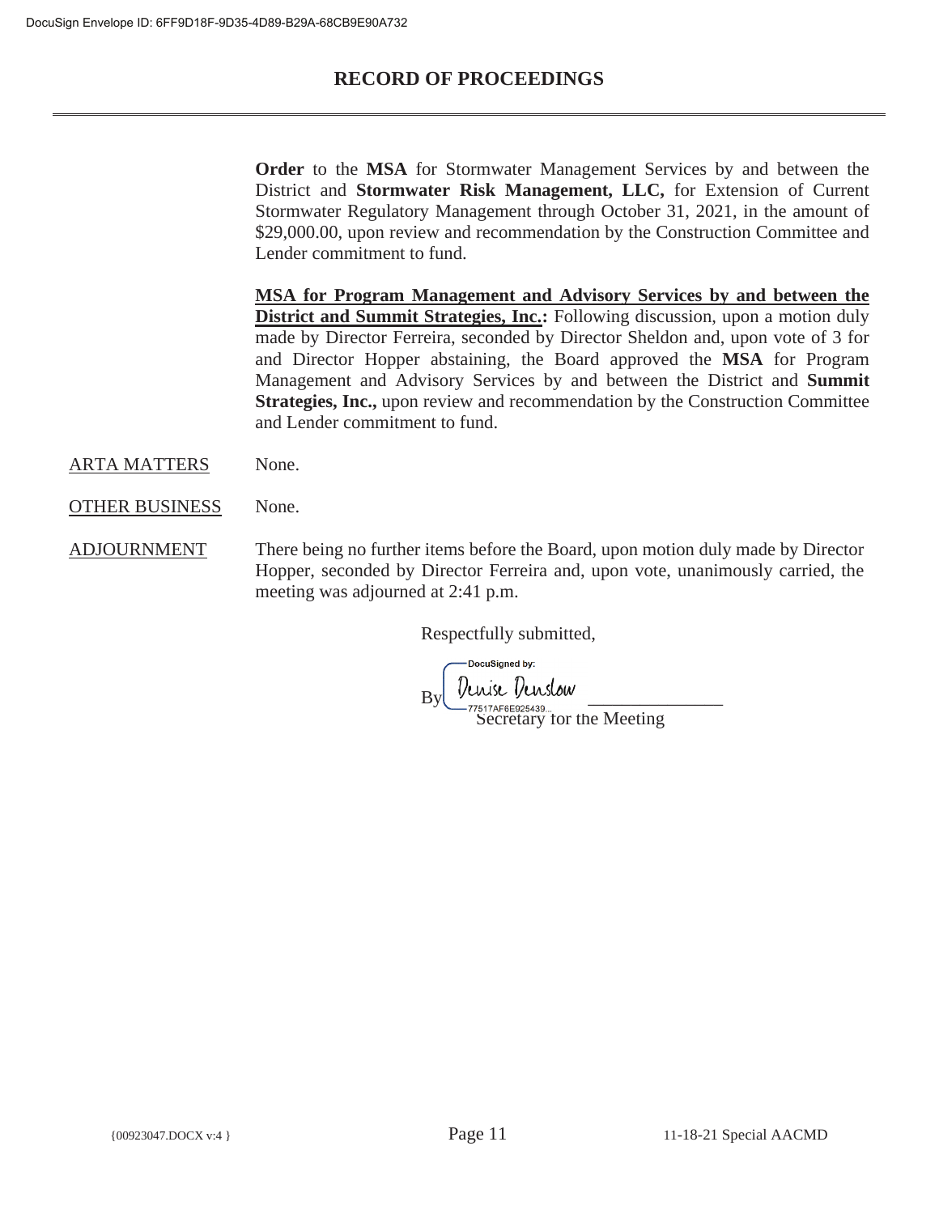# RECORD OF PROCEEDINGS

**Order** to the **MSA** for Stormwater Management Services by and between the District and **Stormwater Risk Management, LLC,** for Extension of Current Stormwater Regulatory Management through October 31, 2021, in the amount of $29,000.00, upon review and recommendation by the Construction Committee and Lender commitment to fund.

**MSA for Program Management and Advisory Services by and between the District and Summit Strategies, Inc.:** Following discussion, upon a motion duly made by Director Ferreira, seconded by Director Sheldon and, upon vote of 3 for and Director Hopper abstaining, the Board approved the **MSA** for Program Management and Advisory Services by and between the District and **Summit Strategies, Inc.,** upon review and recommendation by the Construction Committee and Lender commitment to fund.

ARTA MATTERS — None.

OTHER BUSINESS — None.

ADJOURNMENT — There being no further items before the Board, upon motion duly made by Director Hopper, seconded by Director Ferreira and, upon vote, unanimously carried, the meeting was adjourned at 2:41 p.m.

Respectfully submitted,

DocuSigned by:

By Denise Denslow
77517AF6E925439...
Secretary for the Meeting

{00923047.DOCX v:4 } 11-18-21 Special AACMD